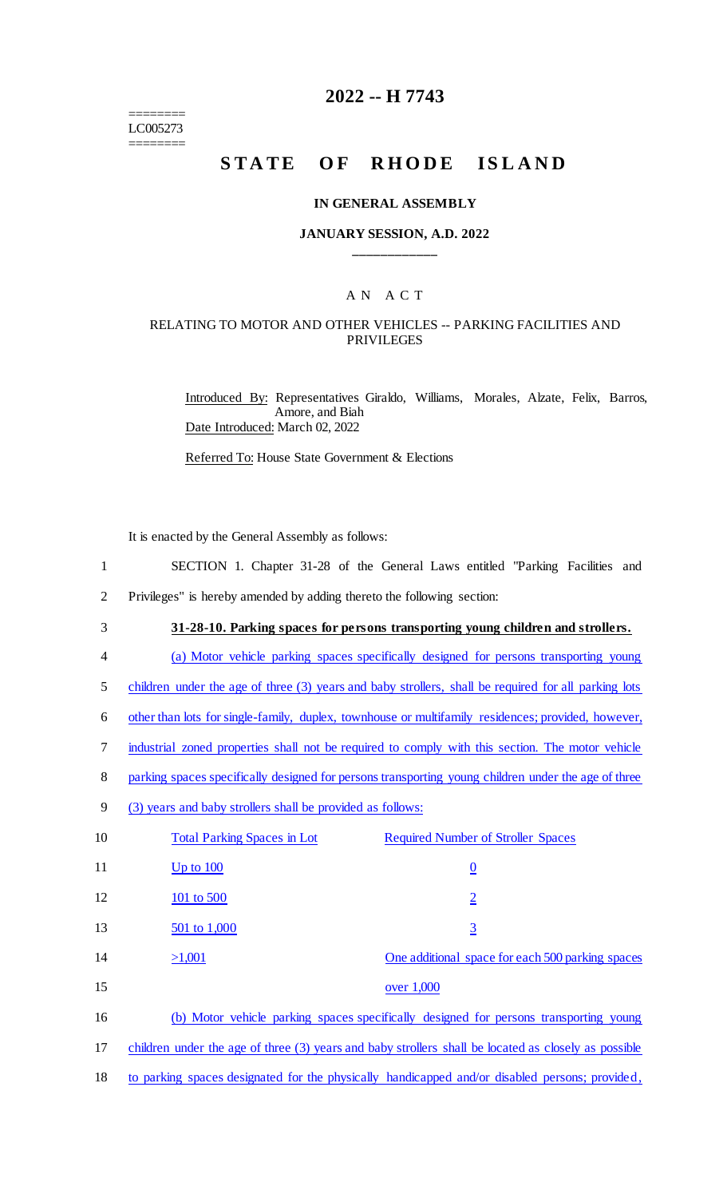========
LC005273
========

# 2022 -- H 7743

# STATE OF RHODE ISLAND

### IN GENERAL ASSEMBLY

### JANUARY SESSION, A.D. 2022

A N A C T

RELATING TO MOTOR AND OTHER VEHICLES -- PARKING FACILITIES AND PRIVILEGES

Introduced By: Representatives Giraldo, Williams, Morales, Alzate, Felix, Barros, Amore, and Biah

Date Introduced: March 02, 2022

Referred To: House State Government & Elections

It is enacted by the General Assembly as follows:

1 SECTION 1. Chapter 31-28 of the General Laws entitled "Parking Facilities and
2 Privileges" is hereby amended by adding thereto the following section:

3 **31-28-10. Parking spaces for persons transporting young children and strollers.**

4 (a) Motor vehicle parking spaces specifically designed for persons transporting young
5 children under the age of three (3) years and baby strollers, shall be required for all parking lots
6 other than lots for single-family, duplex, townhouse or multifamily residences; provided, however,
7 industrial zoned properties shall not be required to comply with this section. The motor vehicle
8 parking spaces specifically designed for persons transporting young children under the age of three
9 (3) years and baby strollers shall be provided as follows:

| Total Parking Spaces in Lot | Required Number of Stroller Spaces |
|---|---|
| Up to 100 | 0 |
| 101 to 500 | 2 |
| 501 to 1,000 | 3 |
| >1,001 | One additional space for each 500 parking spaces over 1,000 |

16 (b) Motor vehicle parking spaces specifically designed for persons transporting young
17 children under the age of three (3) years and baby strollers shall be located as closely as possible
18 to parking spaces designated for the physically handicapped and/or disabled persons; provided,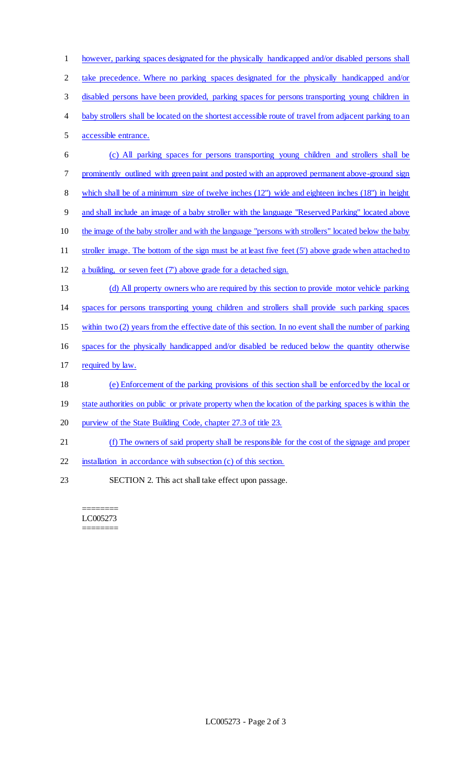however, parking spaces designated for the physically handicapped and/or disabled persons shall take precedence. Where no parking spaces designated for the physically handicapped and/or disabled persons have been provided, parking spaces for persons transporting young children in baby strollers shall be located on the shortest accessible route of travel from adjacent parking to an accessible entrance.

(c) All parking spaces for persons transporting young children and strollers shall be prominently outlined with green paint and posted with an approved permanent above-ground sign which shall be of a minimum size of twelve inches (12") wide and eighteen inches (18") in height and shall include an image of a baby stroller with the language "Reserved Parking" located above the image of the baby stroller and with the language "persons with strollers" located below the baby stroller image. The bottom of the sign must be at least five feet (5') above grade when attached to a building, or seven feet (7') above grade for a detached sign.

(d) All property owners who are required by this section to provide motor vehicle parking spaces for persons transporting young children and strollers shall provide such parking spaces within two (2) years from the effective date of this section. In no event shall the number of parking spaces for the physically handicapped and/or disabled be reduced below the quantity otherwise required by law.

(e) Enforcement of the parking provisions of this section shall be enforced by the local or state authorities on public or private property when the location of the parking spaces is within the purview of the State Building Code, chapter 27.3 of title 23.

(f) The owners of said property shall be responsible for the cost of the signage and proper installation in accordance with subsection (c) of this section.

SECTION 2. This act shall take effect upon passage.

========
LC005273
========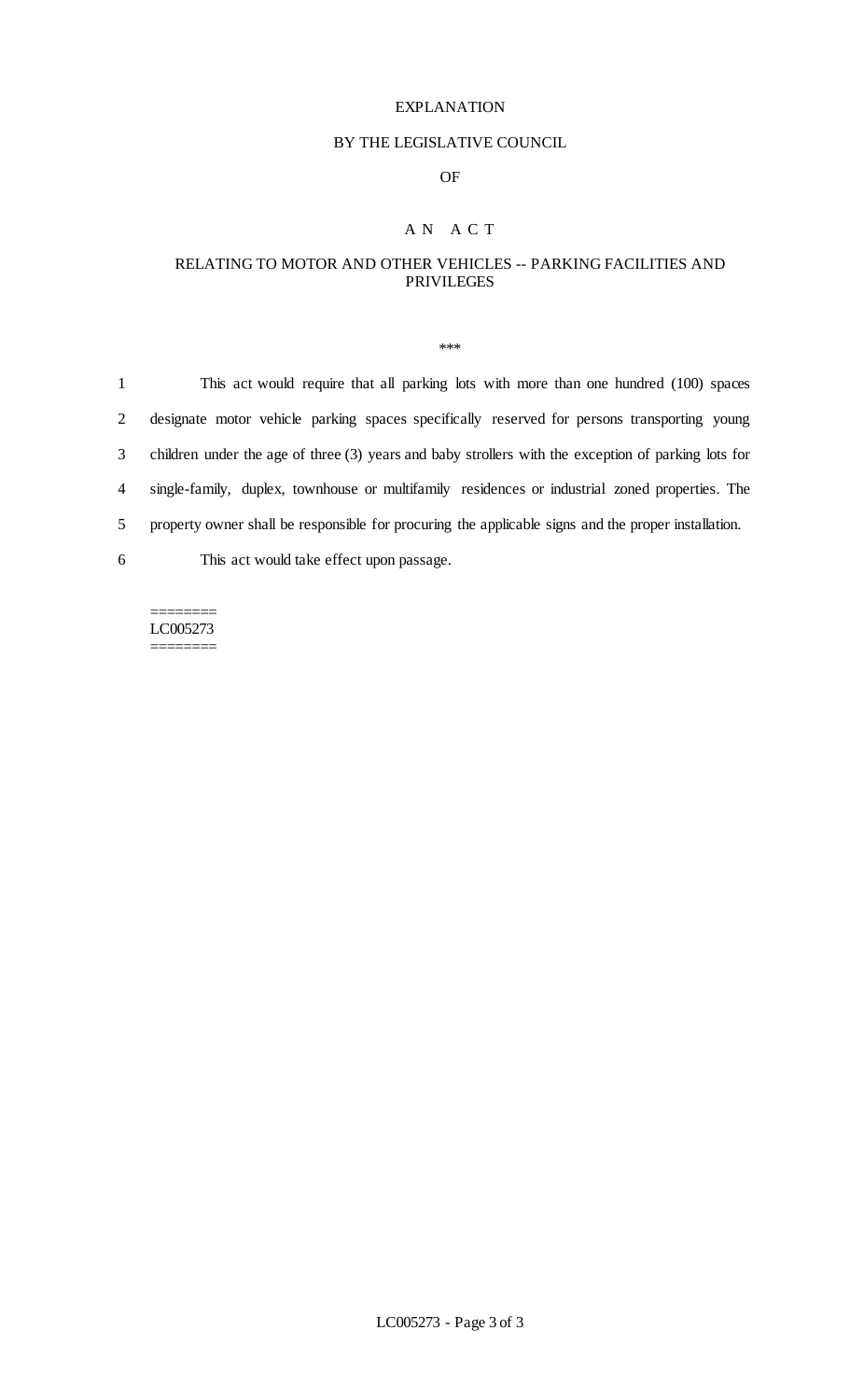EXPLANATION

BY THE LEGISLATIVE COUNCIL

OF

A N   A C T

RELATING TO MOTOR AND OTHER VEHICLES -- PARKING FACILITIES AND PRIVILEGES

\*\*\*

This act would require that all parking lots with more than one hundred (100) spaces designate motor vehicle parking spaces specifically reserved for persons transporting young children under the age of three (3) years and baby strollers with the exception of parking lots for single-family, duplex, townhouse or multifamily residences or industrial zoned properties. The property owner shall be responsible for procuring the applicable signs and the proper installation.

This act would take effect upon passage.

========
LC005273
========